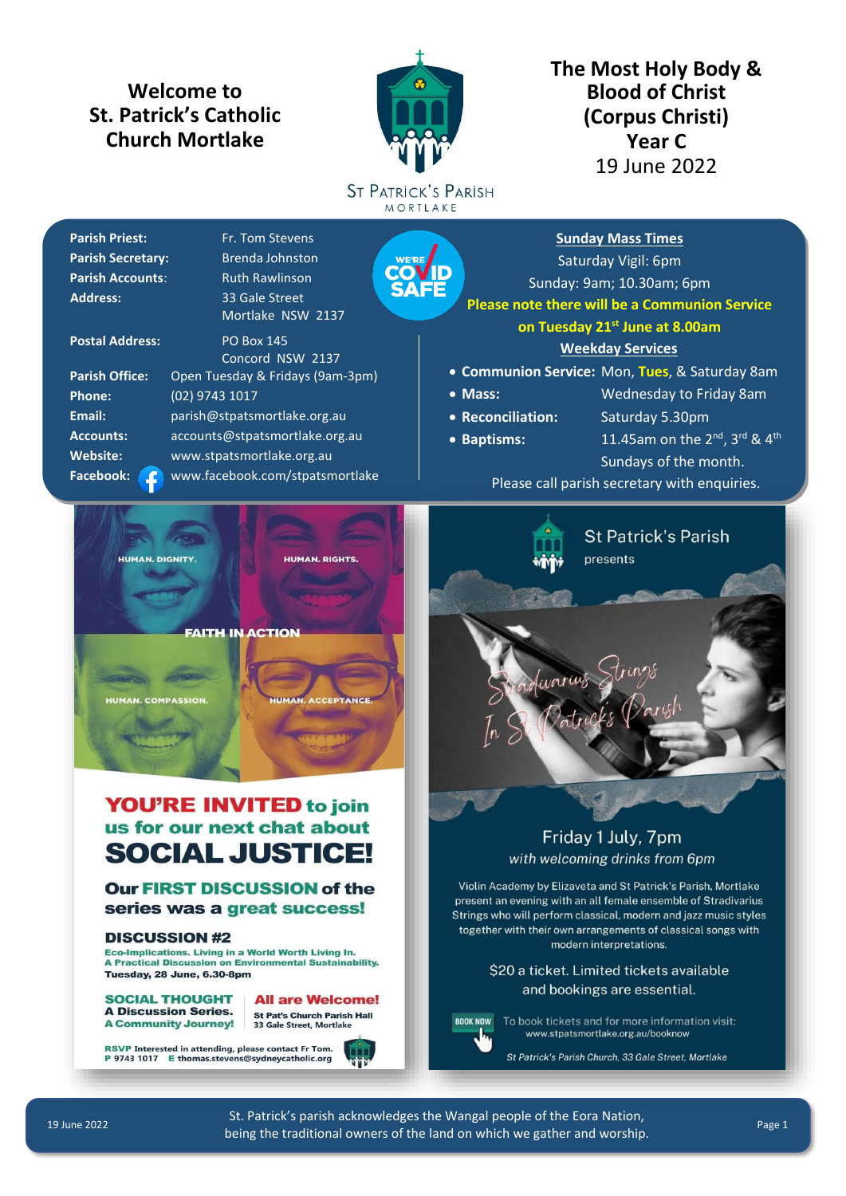# Welcome to St. Patrick's Catholic Church Mortlake

ST PATRICK'S PARISH
MORTLAKE

## The Most Holy Body & Blood of Christ (Corpus Christi) Year C
19 June 2022

**Parish Priest:** Fr. Tom Stevens
**Parish Secretary:** Brenda Johnston
**Parish Accounts:** Ruth Rawlinson
**Address:** 33 Gale Street
Mortlake NSW 2137

**Postal Address:** PO Box 145
Concord NSW 2137
**Parish Office:** Open Tuesday & Fridays (9am-3pm)
**Phone:** (02) 9743 1017
**Email:** parish@stpatsmortlake.org.au
**Accounts:** accounts@stpatsmortlake.org.au
**Website:** www.stpatsmortlake.org.au
**Facebook:** www.facebook.com/stpatsmortlake

WE'RE COVID SAFE

**Sunday Mass Times**

Saturday Vigil: 6pm
Sunday: 9am; 10.30am; 6pm

**Please note there will be a Communion Service on Tuesday 21st June at 8.00am**

**Weekday Services**

- **Communion Service:** Mon, **Tues**, & Saturday 8am
- **Mass:** Wednesday to Friday 8am
- **Reconciliation:** Saturday 5.30pm
- **Baptisms:** 11.45am on the 2nd, 3rd & 4th Sundays of the month.

Please call parish secretary with enquiries.

HUMAN. DIGNITY. HUMAN. RIGHTS.
FAITH IN ACTION
HUMAN. COMPASSION. HUMAN. ACCEPTANCE.

**YOU'RE INVITED to join us for our next chat about SOCIAL JUSTICE!**

**Our FIRST DISCUSSION of the series was a great success!**

**DISCUSSION #2**
Eco-Implications. Living in a World Worth Living In.
A Practical Discussion on Environmental Sustainability.
Tuesday, 28 June, 6.30-8pm

**SOCIAL THOUGHT**
A Discussion Series.
A Community Journey!

**All are Welcome!**
St Pat's Church Parish Hall
33 Gale Street, Mortlake

RSVP Interested in attending, please contact Fr Tom.
P 9743 1017 E thomas.stevens@sydneycatholic.org

St Patrick's Parish
presents

*Stradivarius Strings In St Patrick's Parish*

Friday 1 July, 7pm
*with welcoming drinks from 6pm*

Violin Academy by Elizaveta and St Patrick's Parish, Mortlake present an evening with an all female ensemble of Stradivarius Strings who will perform classical, modern and jazz music styles together with their own arrangements of classical songs with modern interpretations.

$20 a ticket. Limited tickets available and bookings are essential.

BOOK NOW To book tickets and for more information visit: www.stpatsmortlake.org.au/booknow

*St Patrick's Parish Church, 33 Gale Street, Mortlake*

St. Patrick's parish acknowledges the Wangal people of the Eora Nation, being the traditional owners of the land on which we gather and worship.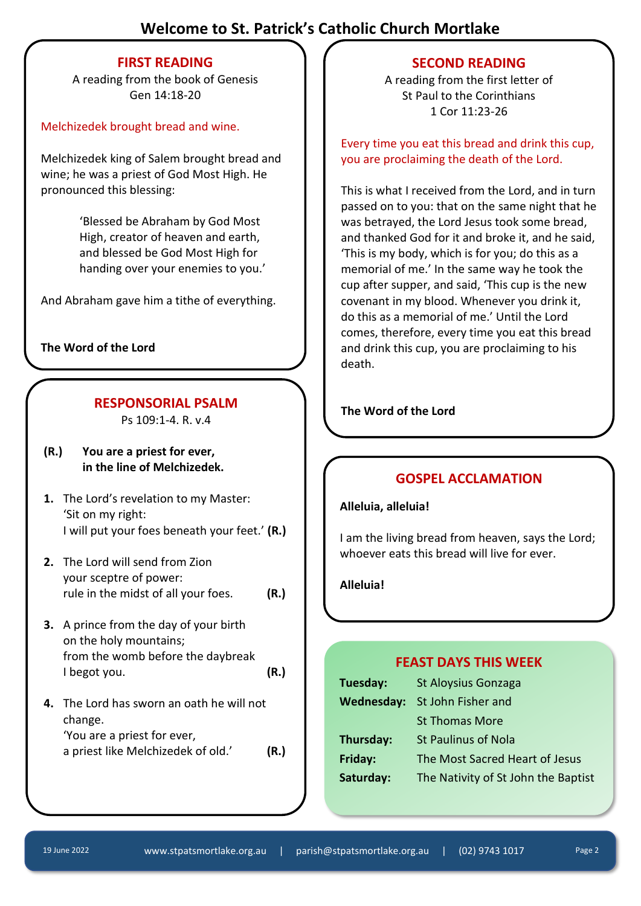# Welcome to St. Patrick's Catholic Church Mortlake

## FIRST READING

A reading from the book of Genesis
Gen 14:18-20

Melchizedek brought bread and wine.

Melchizedek king of Salem brought bread and wine; he was a priest of God Most High. He pronounced this blessing:

> 'Blessed be Abraham by God Most High, creator of heaven and earth, and blessed be God Most High for handing over your enemies to you.'

And Abraham gave him a tithe of everything.

**The Word of the Lord**

## RESPONSORIAL PSALM

Ps 109:1-4. R. v.4

**(R.)** **You are a priest for ever, in the line of Melchizedek.**

1. The Lord's revelation to my Master:
   'Sit on my right:
   I will put your foes beneath your feet.' **(R.)**

2. The Lord will send from Zion
   your sceptre of power:
   rule in the midst of all your foes. **(R.)**

3. A prince from the day of your birth
   on the holy mountains;
   from the womb before the daybreak
   I begot you. **(R.)**

4. The Lord has sworn an oath he will not change.
   'You are a priest for ever,
   a priest like Melchizedek of old.' **(R.)**

## SECOND READING

A reading from the first letter of
St Paul to the Corinthians
1 Cor 11:23-26

Every time you eat this bread and drink this cup, you are proclaiming the death of the Lord.

This is what I received from the Lord, and in turn passed on to you: that on the same night that he was betrayed, the Lord Jesus took some bread, and thanked God for it and broke it, and he said, 'This is my body, which is for you; do this as a memorial of me.' In the same way he took the cup after supper, and said, 'This cup is the new covenant in my blood. Whenever you drink it, do this as a memorial of me.' Until the Lord comes, therefore, every time you eat this bread and drink this cup, you are proclaiming to his death.

**The Word of the Lord**

## GOSPEL ACCLAMATION

**Alleluia, alleluia!**

I am the living bread from heaven, says the Lord;
whoever eats this bread will live for ever.

**Alleluia!**

## FEAST DAYS THIS WEEK

| | |
|---|---|
| **Tuesday:** | St Aloysius Gonzaga |
| **Wednesday:** | St John Fisher and St Thomas More |
| **Thursday:** | St Paulinus of Nola |
| **Friday:** | The Most Sacred Heart of Jesus |
| **Saturday:** | The Nativity of St John the Baptist |

19 June 2022 | www.stpatsmortlake.org.au | parish@stpatsmortlake.org.au | (02) 9743 1017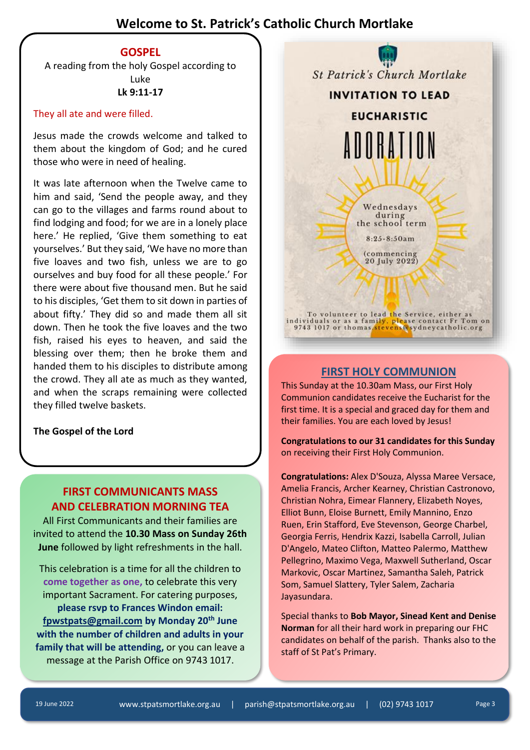# Welcome to St. Patrick's Catholic Church Mortlake

## GOSPEL

A reading from the holy Gospel according to Luke

**Lk 9:11-17**

They all ate and were filled.

Jesus made the crowds welcome and talked to them about the kingdom of God; and he cured those who were in need of healing.

It was late afternoon when the Twelve came to him and said, 'Send the people away, and they can go to the villages and farms round about to find lodging and food; for we are in a lonely place here.' He replied, 'Give them something to eat yourselves.' But they said, 'We have no more than five loaves and two fish, unless we are to go ourselves and buy food for all these people.' For there were about five thousand men. But he said to his disciples, 'Get them to sit down in parties of about fifty.' They did so and made them all sit down. Then he took the five loaves and the two fish, raised his eyes to heaven, and said the blessing over them; then he broke them and handed them to his disciples to distribute among the crowd. They all ate as much as they wanted, and when the scraps remaining were collected they filled twelve baskets.

**The Gospel of the Lord**

## FIRST COMMUNICANTS MASS AND CELEBRATION MORNING TEA

All First Communicants and their families are invited to attend the **10.30 Mass on Sunday 26th June** followed by light refreshments in the hall.

This celebration is a time for all the children to come together as one, to celebrate this very important Sacrament. For catering purposes, **please rsvp to Frances Windon email: fpwstpats@gmail.com by Monday 20th June with the number of children and adults in your family that will be attending,** or you can leave a message at the Parish Office on 9743 1017.

St Patrick's Church Mortlake

**INVITATION TO LEAD EUCHARISTIC ADORATION**

Wednesdays during the school term

8:25-8:50am

(commencing 20 July 2022)

To volunteer to lead the Service, either as individuals or as a family, please contact Fr Tom on 9743 1017 or thomas.stevens@sydneycatholic.org

## FIRST HOLY COMMUNION

This Sunday at the 10.30am Mass, our First Holy Communion candidates receive the Eucharist for the first time. It is a special and graced day for them and their families. You are each loved by Jesus!

**Congratulations to our 31 candidates for this Sunday** on receiving their First Holy Communion.

**Congratulations:** Alex D'Souza, Alyssa Maree Versace, Amelia Francis, Archer Kearney, Christian Castronovo, Christian Nohra, Eimear Flannery, Elizabeth Noyes, Elliot Bunn, Eloise Burnett, Emily Mannino, Enzo Ruen, Erin Stafford, Eve Stevenson, George Charbel, Georgia Ferris, Hendrix Kazzi, Isabella Carroll, Julian D'Angelo, Mateo Clifton, Matteo Palermo, Matthew Pellegrino, Maximo Vega, Maxwell Sutherland, Oscar Markovic, Oscar Martinez, Samantha Saleh, Patrick Som, Samuel Slattery, Tyler Salem, Zacharia Jayasundara.

Special thanks to **Bob Mayor, Sinead Kent and Denise Norman** for all their hard work in preparing our FHC candidates on behalf of the parish. Thanks also to the staff of St Pat's Primary.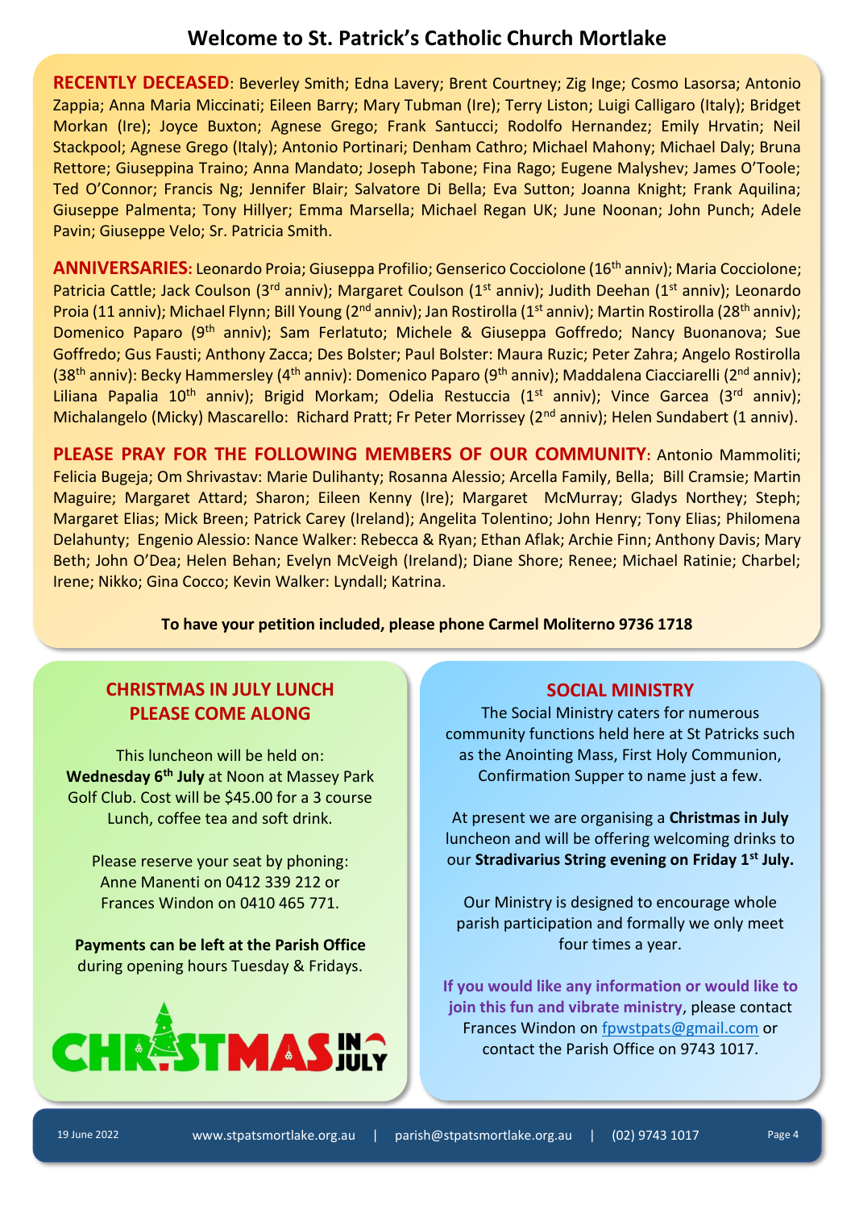# Welcome to St. Patrick's Catholic Church Mortlake

**RECENTLY DECEASED**: Beverley Smith; Edna Lavery; Brent Courtney; Zig Inge; Cosmo Lasorsa; Antonio Zappia; Anna Maria Miccinati; Eileen Barry; Mary Tubman (Ire); Terry Liston; Luigi Calligaro (Italy); Bridget Morkan (Ire); Joyce Buxton; Agnese Grego; Frank Santucci; Rodolfo Hernandez; Emily Hrvatin; Neil Stackpool; Agnese Grego (Italy); Antonio Portinari; Denham Cathro; Michael Mahony; Michael Daly; Bruna Rettore; Giuseppina Traino; Anna Mandato; Joseph Tabone; Fina Rago; Eugene Malyshev; James O'Toole; Ted O'Connor; Francis Ng; Jennifer Blair; Salvatore Di Bella; Eva Sutton; Joanna Knight; Frank Aquilina; Giuseppe Palmenta; Tony Hillyer; Emma Marsella; Michael Regan UK; June Noonan; John Punch; Adele Pavin; Giuseppe Velo; Sr. Patricia Smith.

**ANNIVERSARIES:** Leonardo Proia; Giuseppa Profilio; Genserico Cocciolone (16th anniv); Maria Cocciolone; Patricia Cattle; Jack Coulson (3rd anniv); Margaret Coulson (1st anniv); Judith Deehan (1st anniv); Leonardo Proia (11 anniv); Michael Flynn; Bill Young (2nd anniv); Jan Rostirolla (1st anniv); Martin Rostirolla (28th anniv); Domenico Paparo (9th anniv); Sam Ferlatuto; Michele & Giuseppa Goffredo; Nancy Buonanova; Sue Goffredo; Gus Fausti; Anthony Zacca; Des Bolster; Paul Bolster: Maura Ruzic; Peter Zahra; Angelo Rostirolla (38th anniv): Becky Hammersley (4th anniv): Domenico Paparo (9th anniv); Maddalena Ciacciarelli (2nd anniv); Liliana Papalia 10th anniv); Brigid Morkam; Odelia Restuccia (1st anniv); Vince Garcea (3rd anniv); Michalangelo (Micky) Mascarello: Richard Pratt; Fr Peter Morrissey (2nd anniv); Helen Sundabert (1 anniv).

**PLEASE PRAY FOR THE FOLLOWING MEMBERS OF OUR COMMUNITY:** Antonio Mammoliti; Felicia Bugeja; Om Shrivastav: Marie Dulihanty; Rosanna Alessio; Arcella Family, Bella; Bill Cramsie; Martin Maguire; Margaret Attard; Sharon; Eileen Kenny (Ire); Margaret McMurray; Gladys Northey; Steph; Margaret Elias; Mick Breen; Patrick Carey (Ireland); Angelita Tolentino; John Henry; Tony Elias; Philomena Delahunty; Engenio Alessio: Nance Walker: Rebecca & Ryan; Ethan Aflak; Archie Finn; Anthony Davis; Mary Beth; John O'Dea; Helen Behan; Evelyn McVeigh (Ireland); Diane Shore; Renee; Michael Ratinie; Charbel; Irene; Nikko; Gina Cocco; Kevin Walker: Lyndall; Katrina.

**To have your petition included, please phone Carmel Moliterno 9736 1718**

## CHRISTMAS IN JULY LUNCH
## PLEASE COME ALONG

This luncheon will be held on: **Wednesday 6th July** at Noon at Massey Park Golf Club. Cost will be $45.00 for a 3 course Lunch, coffee tea and soft drink.

Please reserve your seat by phoning: Anne Manenti on 0412 339 212 or Frances Windon on 0410 465 771.

**Payments can be left at the Parish Office** during opening hours Tuesday & Fridays.

CHRISTMAS IN JULY

## SOCIAL MINISTRY

The Social Ministry caters for numerous community functions held here at St Patricks such as the Anointing Mass, First Holy Communion, Confirmation Supper to name just a few.

At present we are organising a **Christmas in July** luncheon and will be offering welcoming drinks to our **Stradivarius String evening on Friday 1st July.**

Our Ministry is designed to encourage whole parish participation and formally we only meet four times a year.

**If you would like any information or would like to join this fun and vibrate ministry**, please contact Frances Windon on fpwstpats@gmail.com or contact the Parish Office on 9743 1017.